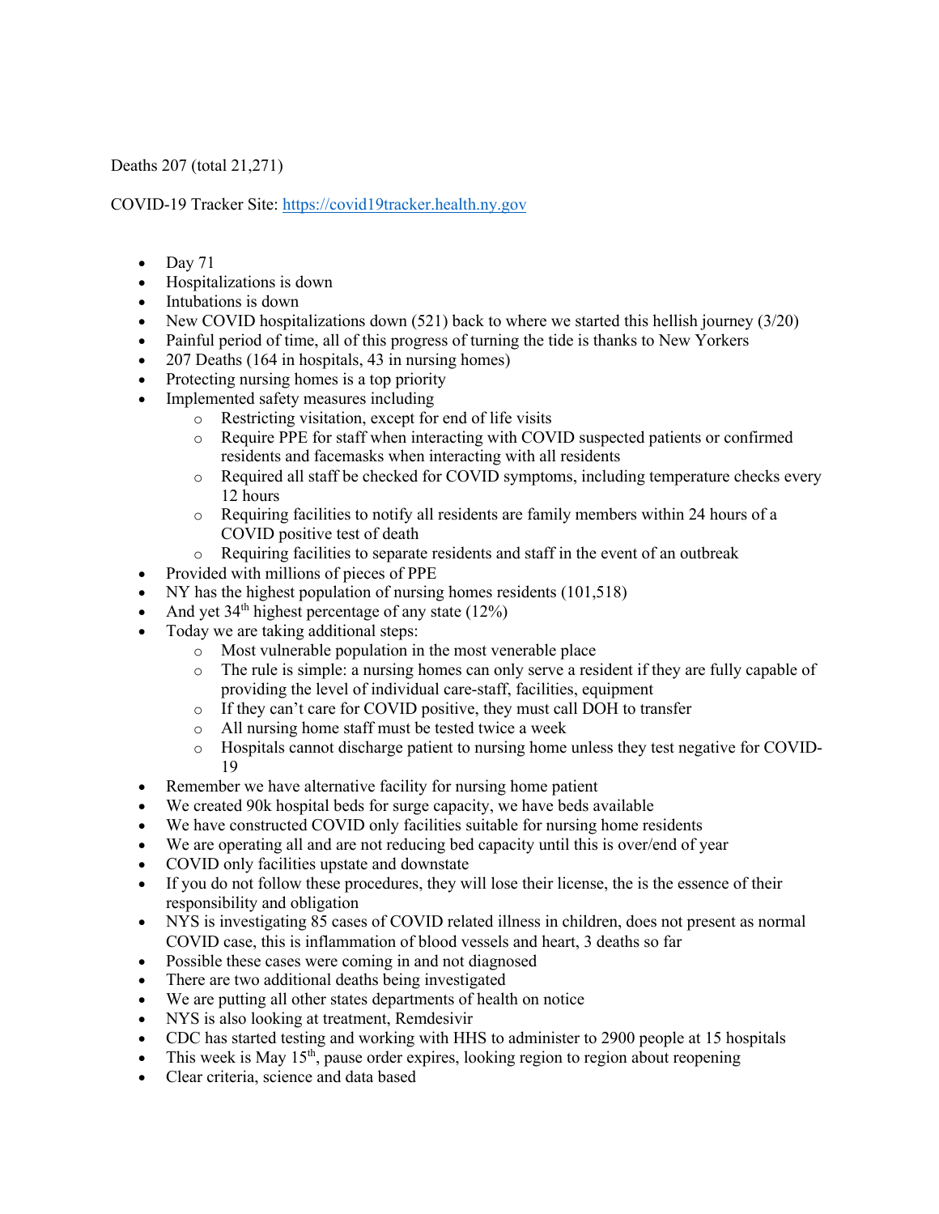Deaths 207 (total 21,271)

COVID-19 Tracker Site: [https://covid19tracker.health.ny.gov](https://covid19tracker.health.ny.gov)

- Day 71
- Hospitalizations is down
- Intubations is down
- New COVID hospitalizations down (521) back to where we started this hellish journey (3/20)
- Painful period of time, all of this progress of turning the tide is thanks to New Yorkers
- 207 Deaths (164 in hospitals, 43 in nursing homes)
- Protecting nursing homes is a top priority
- Implemented safety measures including
  - Restricting visitation, except for end of life visits
  - Require PPE for staff when interacting with COVID suspected patients or confirmed residents and facemasks when interacting with all residents
  - Required all staff be checked for COVID symptoms, including temperature checks every 12 hours
  - Requiring facilities to notify all residents are family members within 24 hours of a COVID positive test of death
  - Requiring facilities to separate residents and staff in the event of an outbreak
- Provided with millions of pieces of PPE
- NY has the highest population of nursing homes residents (101,518)
- And yet 34th highest percentage of any state (12%)
- Today we are taking additional steps:
  - Most vulnerable population in the most venerable place
  - The rule is simple: a nursing homes can only serve a resident if they are fully capable of providing the level of individual care-staff, facilities, equipment
  - If they can't care for COVID positive, they must call DOH to transfer
  - All nursing home staff must be tested twice a week
  - Hospitals cannot discharge patient to nursing home unless they test negative for COVID-19
- Remember we have alternative facility for nursing home patient
- We created 90k hospital beds for surge capacity, we have beds available
- We have constructed COVID only facilities suitable for nursing home residents
- We are operating all and are not reducing bed capacity until this is over/end of year
- COVID only facilities upstate and downstate
- If you do not follow these procedures, they will lose their license, the is the essence of their responsibility and obligation
- NYS is investigating 85 cases of COVID related illness in children, does not present as normal COVID case, this is inflammation of blood vessels and heart, 3 deaths so far
- Possible these cases were coming in and not diagnosed
- There are two additional deaths being investigated
- We are putting all other states departments of health on notice
- NYS is also looking at treatment, Remdesivir
- CDC has started testing and working with HHS to administer to 2900 people at 15 hospitals
- This week is May 15th, pause order expires, looking region to region about reopening
- Clear criteria, science and data based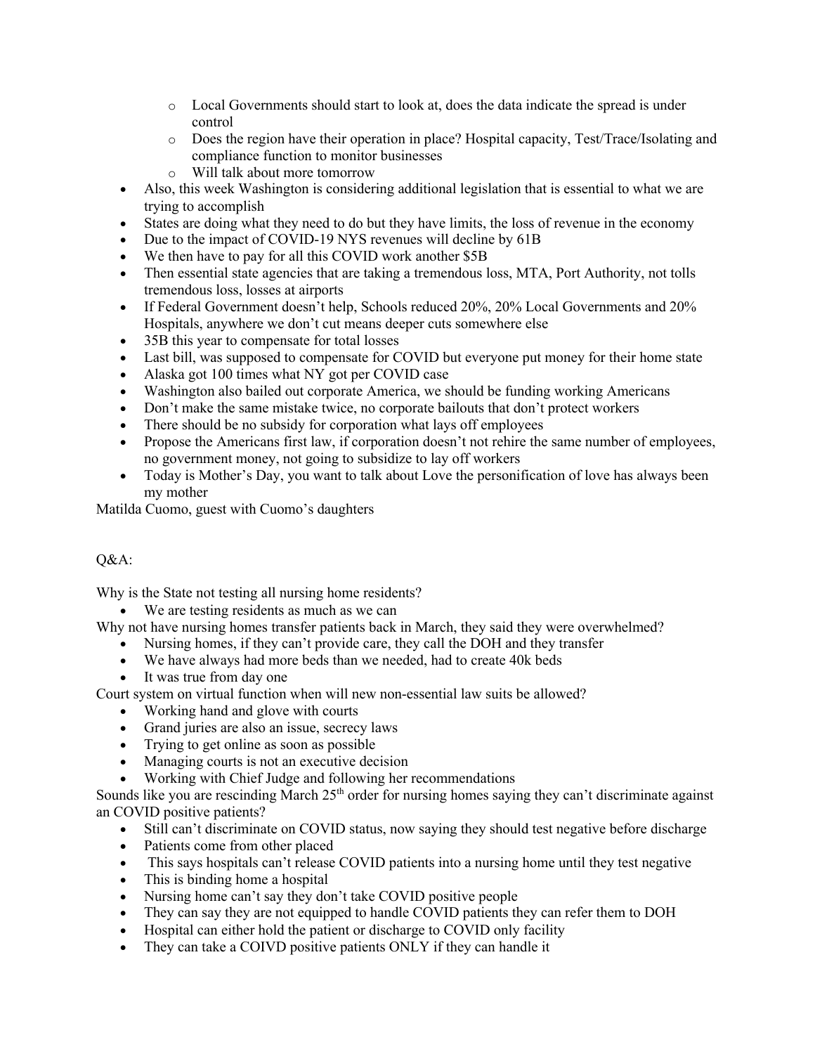- Local Governments should start to look at, does the data indicate the spread is under control
    - Does the region have their operation in place? Hospital capacity, Test/Trace/Isolating and compliance function to monitor businesses
    - Will talk about more tomorrow
- Also, this week Washington is considering additional legislation that is essential to what we are trying to accomplish
- States are doing what they need to do but they have limits, the loss of revenue in the economy
- Due to the impact of COVID-19 NYS revenues will decline by 61B
- We then have to pay for all this COVID work another $5B
- Then essential state agencies that are taking a tremendous loss, MTA, Port Authority, not tolls tremendous loss, losses at airports
- If Federal Government doesn't help, Schools reduced 20%, 20% Local Governments and 20% Hospitals, anywhere we don't cut means deeper cuts somewhere else
- 35B this year to compensate for total losses
- Last bill, was supposed to compensate for COVID but everyone put money for their home state
- Alaska got 100 times what NY got per COVID case
- Washington also bailed out corporate America, we should be funding working Americans
- Don't make the same mistake twice, no corporate bailouts that don't protect workers
- There should be no subsidy for corporation what lays off employees
- Propose the Americans first law, if corporation doesn't not rehire the same number of employees, no government money, not going to subsidize to lay off workers
- Today is Mother's Day, you want to talk about Love the personification of love has always been my mother

Matilda Cuomo, guest with Cuomo's daughters

Q&A:

Why is the State not testing all nursing home residents?

- We are testing residents as much as we can

Why not have nursing homes transfer patients back in March, they said they were overwhelmed?

- Nursing homes, if they can't provide care, they call the DOH and they transfer
- We have always had more beds than we needed, had to create 40k beds
- It was true from day one

Court system on virtual function when will new non-essential law suits be allowed?

- Working hand and glove with courts
- Grand juries are also an issue, secrecy laws
- Trying to get online as soon as possible
- Managing courts is not an executive decision
- Working with Chief Judge and following her recommendations

Sounds like you are rescinding March 25th order for nursing homes saying they can't discriminate against an COVID positive patients?

- Still can't discriminate on COVID status, now saying they should test negative before discharge
- Patients come from other placed
- This says hospitals can't release COVID patients into a nursing home until they test negative
- This is binding home a hospital
- Nursing home can't say they don't take COVID positive people
- They can say they are not equipped to handle COVID patients they can refer them to DOH
- Hospital can either hold the patient or discharge to COVID only facility
- They can take a COIVD positive patients ONLY if they can handle it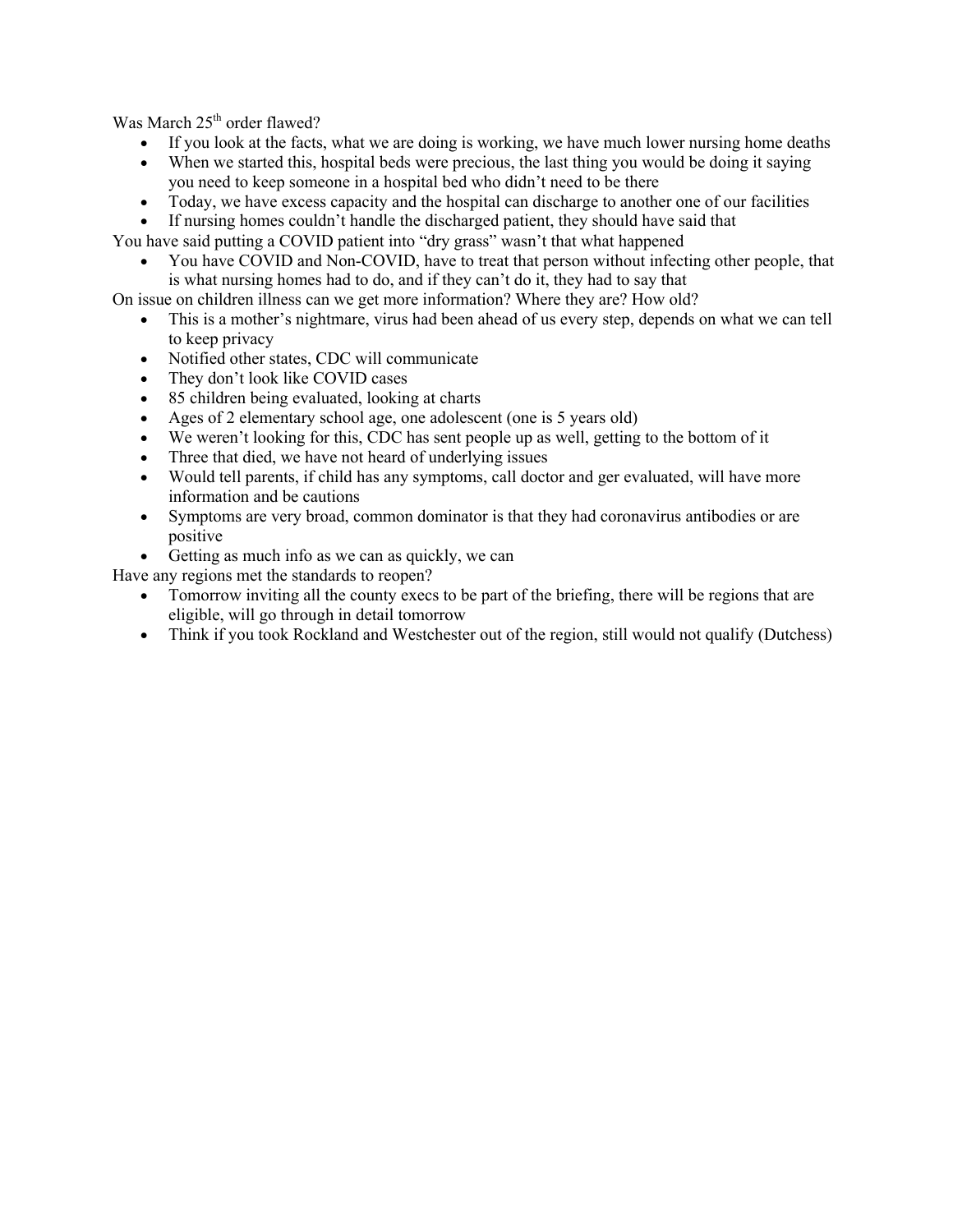Was March 25th order flawed?

- If you look at the facts, what we are doing is working, we have much lower nursing home deaths
- When we started this, hospital beds were precious, the last thing you would be doing it saying you need to keep someone in a hospital bed who didn't need to be there
- Today, we have excess capacity and the hospital can discharge to another one of our facilities
- If nursing homes couldn't handle the discharged patient, they should have said that

You have said putting a COVID patient into "dry grass" wasn't that what happened

- You have COVID and Non-COVID, have to treat that person without infecting other people, that is what nursing homes had to do, and if they can't do it, they had to say that

On issue on children illness can we get more information? Where they are? How old?

- This is a mother's nightmare, virus had been ahead of us every step, depends on what we can tell to keep privacy
- Notified other states, CDC will communicate
- They don't look like COVID cases
- 85 children being evaluated, looking at charts
- Ages of 2 elementary school age, one adolescent (one is 5 years old)
- We weren't looking for this, CDC has sent people up as well, getting to the bottom of it
- Three that died, we have not heard of underlying issues
- Would tell parents, if child has any symptoms, call doctor and ger evaluated, will have more information and be cautions
- Symptoms are very broad, common dominator is that they had coronavirus antibodies or are positive
- Getting as much info as we can as quickly, we can

Have any regions met the standards to reopen?

- Tomorrow inviting all the county execs to be part of the briefing, there will be regions that are eligible, will go through in detail tomorrow
- Think if you took Rockland and Westchester out of the region, still would not qualify (Dutchess)